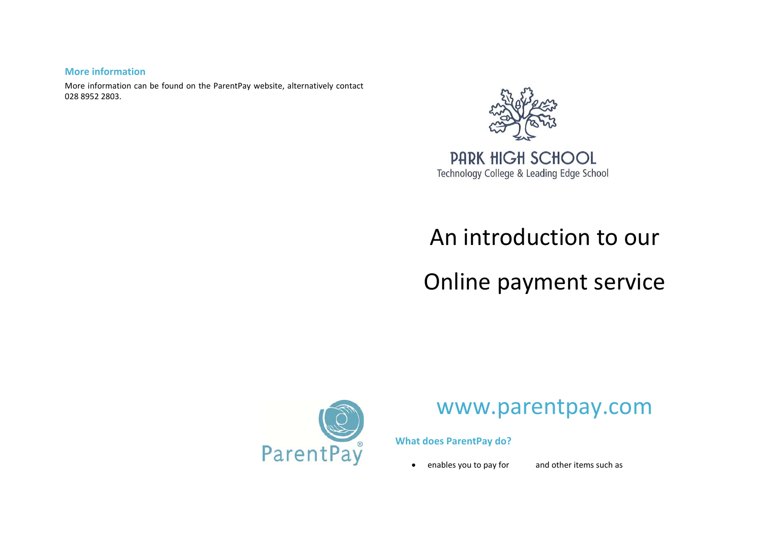### More information

More information can be found on the ParentPay website, alternatively contact 028 8952 2803.

PARK HIGH SCHOOL

Technology College & Leading Edge School

# An introduction to our

# Online payment service

ParentPay®

## www.parentpay.com

### What does ParentPay do?

- enables you to pay for and other items such as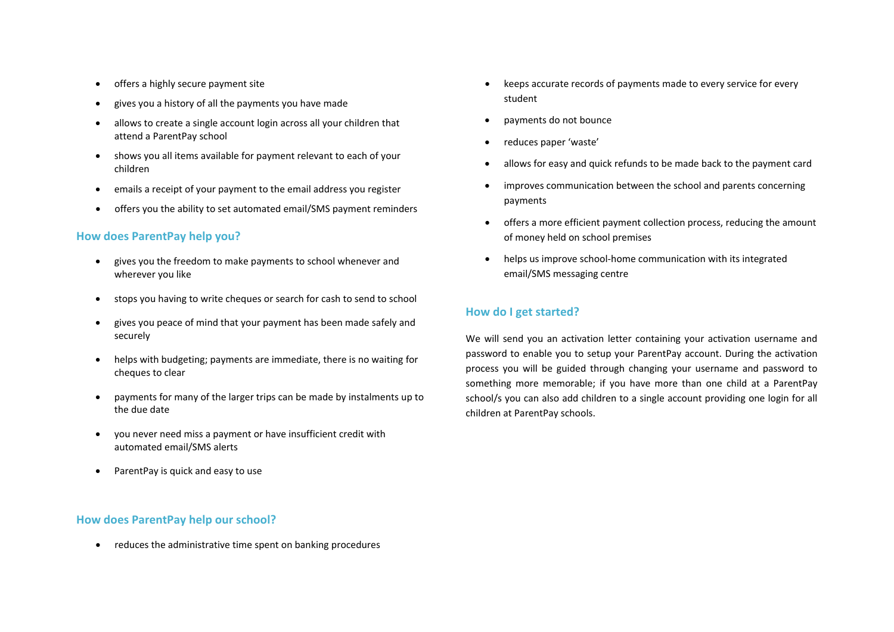- offers a highly secure payment site
- gives you a history of all the payments you have made
- allows to create a single account login across all your children that attend a ParentPay school
- shows you all items available for payment relevant to each of your children
- emails a receipt of your payment to the email address you register
- offers you the ability to set automated email/SMS payment reminders

## How does ParentPay help you?

- gives you the freedom to make payments to school whenever and wherever you like
- stops you having to write cheques or search for cash to send to school
- gives you peace of mind that your payment has been made safely and securely
- helps with budgeting; payments are immediate, there is no waiting for cheques to clear
- payments for many of the larger trips can be made by instalments up to the due date
- you never need miss a payment or have insufficient credit with automated email/SMS alerts
- ParentPay is quick and easy to use

## How does ParentPay help our school?

- reduces the administrative time spent on banking procedures
- keeps accurate records of payments made to every service for every student
- payments do not bounce
- reduces paper 'waste'
- allows for easy and quick refunds to be made back to the payment card
- improves communication between the school and parents concerning payments
- offers a more efficient payment collection process, reducing the amount of money held on school premises
- helps us improve school-home communication with its integrated email/SMS messaging centre

## How do I get started?

We will send you an activation letter containing your activation username and password to enable you to setup your ParentPay account. During the activation process you will be guided through changing your username and password to something more memorable; if you have more than one child at a ParentPay school/s you can also add children to a single account providing one login for all children at ParentPay schools.